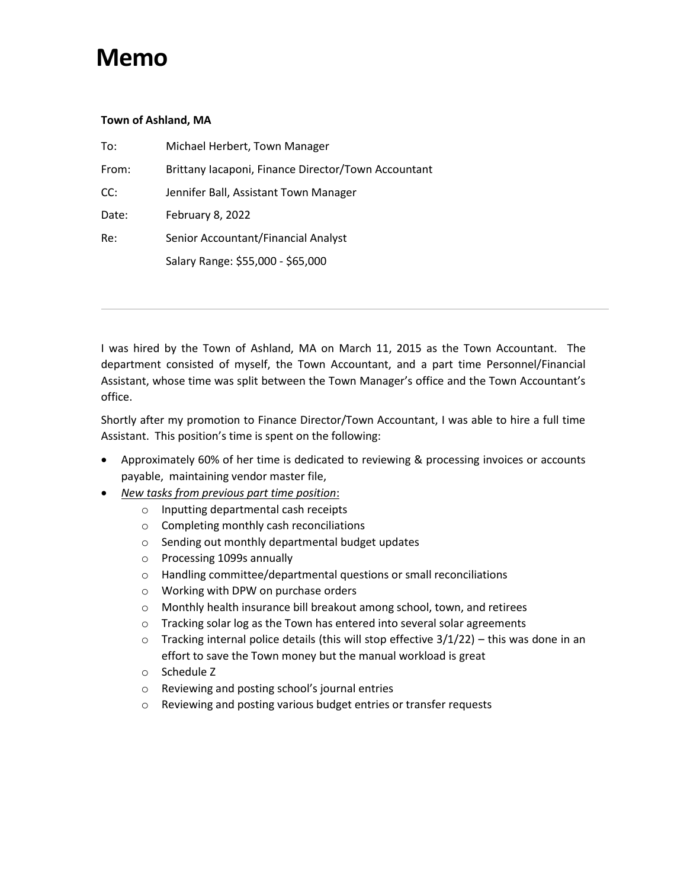# Memo

**Town of Ashland, MA**

| | |
|---|---|
| To: | Michael Herbert, Town Manager |
| From: | Brittany Iacaponi, Finance Director/Town Accountant |
| CC: | Jennifer Ball, Assistant Town Manager |
| Date: | February 8, 2022 |
| Re: | Senior Accountant/Financial Analyst |
| | Salary Range: $55,000 - $65,000 |

---

I was hired by the Town of Ashland, MA on March 11, 2015 as the Town Accountant. The department consisted of myself, the Town Accountant, and a part time Personnel/Financial Assistant, whose time was split between the Town Manager's office and the Town Accountant's office.

Shortly after my promotion to Finance Director/Town Accountant, I was able to hire a full time Assistant. This position's time is spent on the following:

- Approximately 60% of her time is dedicated to reviewing & processing invoices or accounts payable, maintaining vendor master file,
- *New tasks from previous part time position*:
  - Inputting departmental cash receipts
  - Completing monthly cash reconciliations
  - Sending out monthly departmental budget updates
  - Processing 1099s annually
  - Handling committee/departmental questions or small reconciliations
  - Working with DPW on purchase orders
  - Monthly health insurance bill breakout among school, town, and retirees
  - Tracking solar log as the Town has entered into several solar agreements
  - Tracking internal police details (this will stop effective 3/1/22) – this was done in an effort to save the Town money but the manual workload is great
  - Schedule Z
  - Reviewing and posting school's journal entries
  - Reviewing and posting various budget entries or transfer requests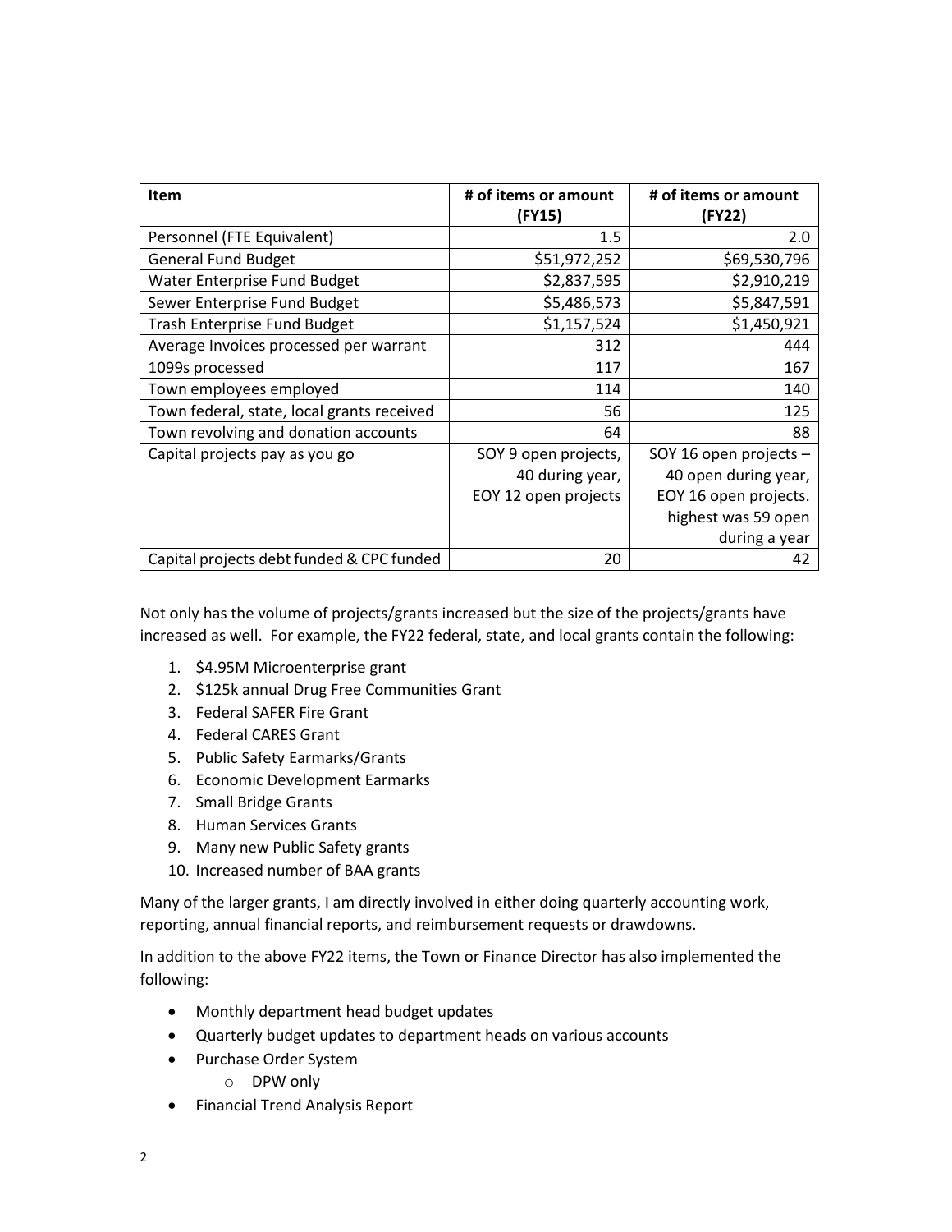| Item | # of items or amount (FY15) | # of items or amount (FY22) |
|---|---|---|
| Personnel (FTE Equivalent) | 1.5 | 2.0 |
| General Fund Budget | $51,972,252 | $69,530,796 |
| Water Enterprise Fund Budget | $2,837,595 | $2,910,219 |
| Sewer Enterprise Fund Budget | $5,486,573 | $5,847,591 |
| Trash Enterprise Fund Budget | $1,157,524 | $1,450,921 |
| Average Invoices processed per warrant | 312 | 444 |
| 1099s processed | 117 | 167 |
| Town employees employed | 114 | 140 |
| Town federal, state, local grants received | 56 | 125 |
| Town revolving and donation accounts | 64 | 88 |
| Capital projects pay as you go | SOY 9 open projects, 40 during year, EOY 12 open projects | SOY 16 open projects – 40 open during year, EOY 16 open projects. highest was 59 open during a year |
| Capital projects debt funded & CPC funded | 20 | 42 |

Not only has the volume of projects/grants increased but the size of the projects/grants have increased as well. For example, the FY22 federal, state, and local grants contain the following:

1. $4.95M Microenterprise grant
2. $125k annual Drug Free Communities Grant
3. Federal SAFER Fire Grant
4. Federal CARES Grant
5. Public Safety Earmarks/Grants
6. Economic Development Earmarks
7. Small Bridge Grants
8. Human Services Grants
9. Many new Public Safety grants
10. Increased number of BAA grants

Many of the larger grants, I am directly involved in either doing quarterly accounting work, reporting, annual financial reports, and reimbursement requests or drawdowns.

In addition to the above FY22 items, the Town or Finance Director has also implemented the following:

- Monthly department head budget updates
- Quarterly budget updates to department heads on various accounts
- Purchase Order System
  - DPW only
- Financial Trend Analysis Report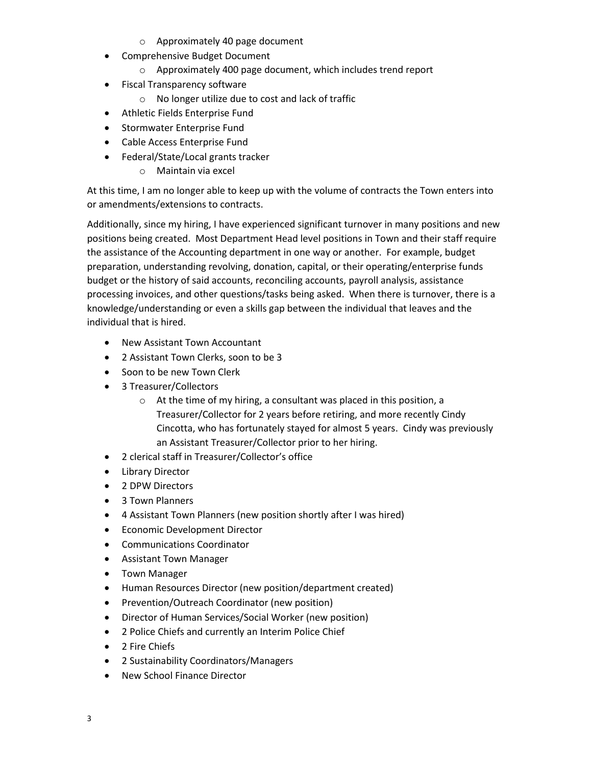- Approximately 40 page document
- Comprehensive Budget Document
  - Approximately 400 page document, which includes trend report
- Fiscal Transparency software
  - No longer utilize due to cost and lack of traffic
- Athletic Fields Enterprise Fund
- Stormwater Enterprise Fund
- Cable Access Enterprise Fund
- Federal/State/Local grants tracker
  - Maintain via excel

At this time, I am no longer able to keep up with the volume of contracts the Town enters into or amendments/extensions to contracts.

Additionally, since my hiring, I have experienced significant turnover in many positions and new positions being created. Most Department Head level positions in Town and their staff require the assistance of the Accounting department in one way or another. For example, budget preparation, understanding revolving, donation, capital, or their operating/enterprise funds budget or the history of said accounts, reconciling accounts, payroll analysis, assistance processing invoices, and other questions/tasks being asked. When there is turnover, there is a knowledge/understanding or even a skills gap between the individual that leaves and the individual that is hired.

- New Assistant Town Accountant
- 2 Assistant Town Clerks, soon to be 3
- Soon to be new Town Clerk
- 3 Treasurer/Collectors
  - At the time of my hiring, a consultant was placed in this position, a Treasurer/Collector for 2 years before retiring, and more recently Cindy Cincotta, who has fortunately stayed for almost 5 years. Cindy was previously an Assistant Treasurer/Collector prior to her hiring.
- 2 clerical staff in Treasurer/Collector's office
- Library Director
- 2 DPW Directors
- 3 Town Planners
- 4 Assistant Town Planners (new position shortly after I was hired)
- Economic Development Director
- Communications Coordinator
- Assistant Town Manager
- Town Manager
- Human Resources Director (new position/department created)
- Prevention/Outreach Coordinator (new position)
- Director of Human Services/Social Worker (new position)
- 2 Police Chiefs and currently an Interim Police Chief
- 2 Fire Chiefs
- 2 Sustainability Coordinators/Managers
- New School Finance Director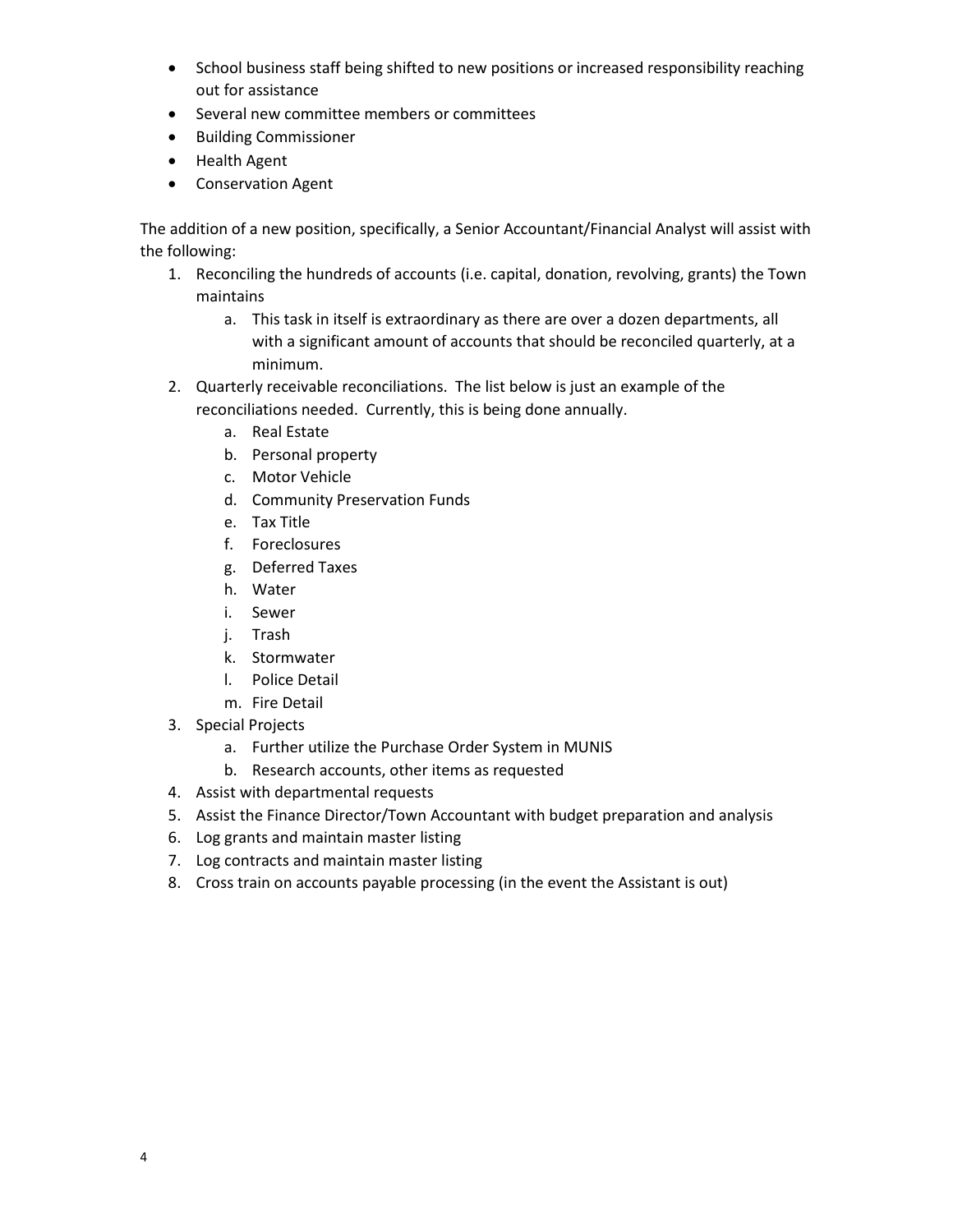- School business staff being shifted to new positions or increased responsibility reaching out for assistance
- Several new committee members or committees
- Building Commissioner
- Health Agent
- Conservation Agent

The addition of a new position, specifically, a Senior Accountant/Financial Analyst will assist with the following:

1. Reconciling the hundreds of accounts (i.e. capital, donation, revolving, grants) the Town maintains
   a. This task in itself is extraordinary as there are over a dozen departments, all with a significant amount of accounts that should be reconciled quarterly, at a minimum.
2. Quarterly receivable reconciliations. The list below is just an example of the reconciliations needed. Currently, this is being done annually.
   a. Real Estate
   b. Personal property
   c. Motor Vehicle
   d. Community Preservation Funds
   e. Tax Title
   f. Foreclosures
   g. Deferred Taxes
   h. Water
   i. Sewer
   j. Trash
   k. Stormwater
   l. Police Detail
   m. Fire Detail
3. Special Projects
   a. Further utilize the Purchase Order System in MUNIS
   b. Research accounts, other items as requested
4. Assist with departmental requests
5. Assist the Finance Director/Town Accountant with budget preparation and analysis
6. Log grants and maintain master listing
7. Log contracts and maintain master listing
8. Cross train on accounts payable processing (in the event the Assistant is out)